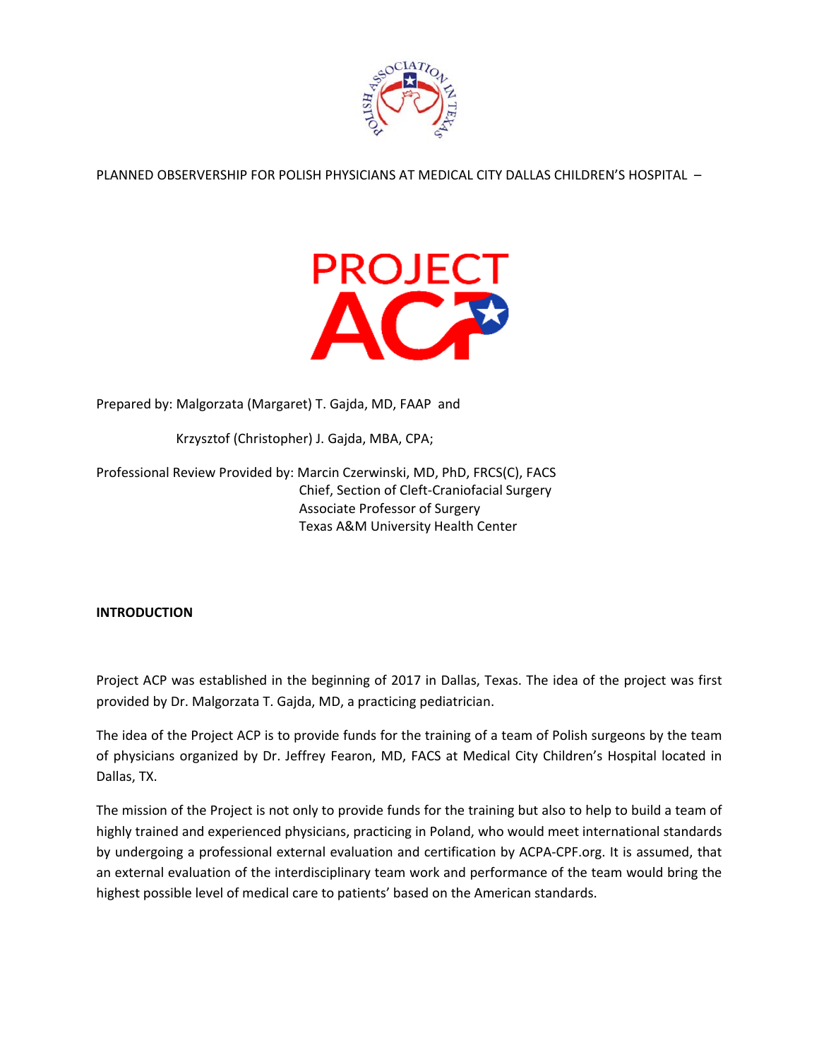PLANNED OBSERVERSHIP FOR POLISH PHYSICIANS AT MEDICAL CITY DALLAS CHILDREN'S HOSPITAL –

# PROJECT ACP

Prepared by: Malgorzata (Margaret) T. Gajda, MD, FAAP and

Krzysztof (Christopher) J. Gajda, MBA, CPA;

Professional Review Provided by: Marcin Czerwinski, MD, PhD, FRCS(C), FACS
Chief, Section of Cleft-Craniofacial Surgery
Associate Professor of Surgery
Texas A&M University Health Center

## INTRODUCTION

Project ACP was established in the beginning of 2017 in Dallas, Texas. The idea of the project was first provided by Dr. Malgorzata T. Gajda, MD, a practicing pediatrician.

The idea of the Project ACP is to provide funds for the training of a team of Polish surgeons by the team of physicians organized by Dr. Jeffrey Fearon, MD, FACS at Medical City Children's Hospital located in Dallas, TX.

The mission of the Project is not only to provide funds for the training but also to help to build a team of highly trained and experienced physicians, practicing in Poland, who would meet international standards by undergoing a professional external evaluation and certification by ACPA-CPF.org. It is assumed, that an external evaluation of the interdisciplinary team work and performance of the team would bring the highest possible level of medical care to patients' based on the American standards.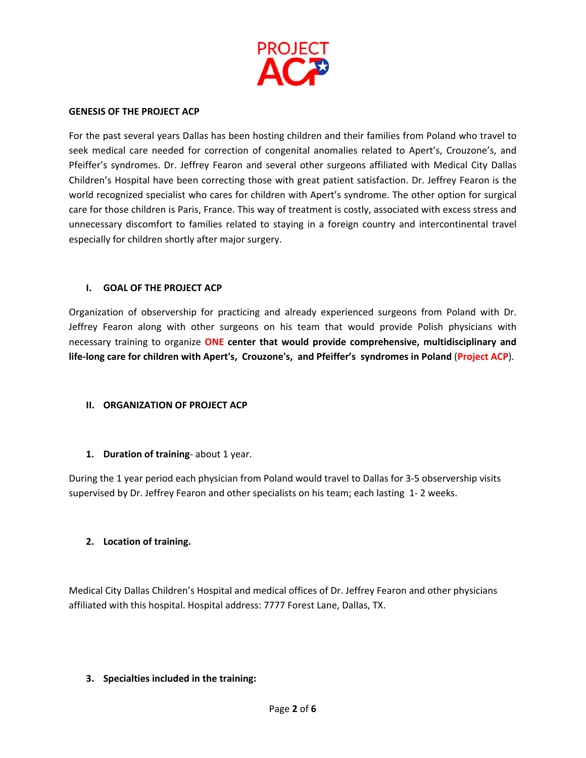PROJECT ACP

**GENESIS OF THE PROJECT ACP**

For the past several years Dallas has been hosting children and their families from Poland who travel to seek medical care needed for correction of congenital anomalies related to Apert's, Crouzone's, and Pfeiffer's syndromes. Dr. Jeffrey Fearon and several other surgeons affiliated with Medical City Dallas Children's Hospital have been correcting those with great patient satisfaction. Dr. Jeffrey Fearon is the world recognized specialist who cares for children with Apert's syndrome. The other option for surgical care for those children is Paris, France. This way of treatment is costly, associated with excess stress and unnecessary discomfort to families related to staying in a foreign country and intercontinental travel especially for children shortly after major surgery.

## I. GOAL OF THE PROJECT ACP

Organization of observership for practicing and already experienced surgeons from Poland with Dr. Jeffrey Fearon along with other surgeons on his team that would provide Polish physicians with necessary training to organize **ONE center that would provide comprehensive, multidisciplinary and life-long care for children with Apert's, Crouzone's, and Pfeiffer's syndromes in Poland** (**Project ACP**).

## II. ORGANIZATION OF PROJECT ACP

**1. Duration of training**- about 1 year.

During the 1 year period each physician from Poland would travel to Dallas for 3-5 observership visits supervised by Dr. Jeffrey Fearon and other specialists on his team; each lasting 1- 2 weeks.

**2. Location of training.**

Medical City Dallas Children's Hospital and medical offices of Dr. Jeffrey Fearon and other physicians affiliated with this hospital. Hospital address: 7777 Forest Lane, Dallas, TX.

**3. Specialties included in the training:**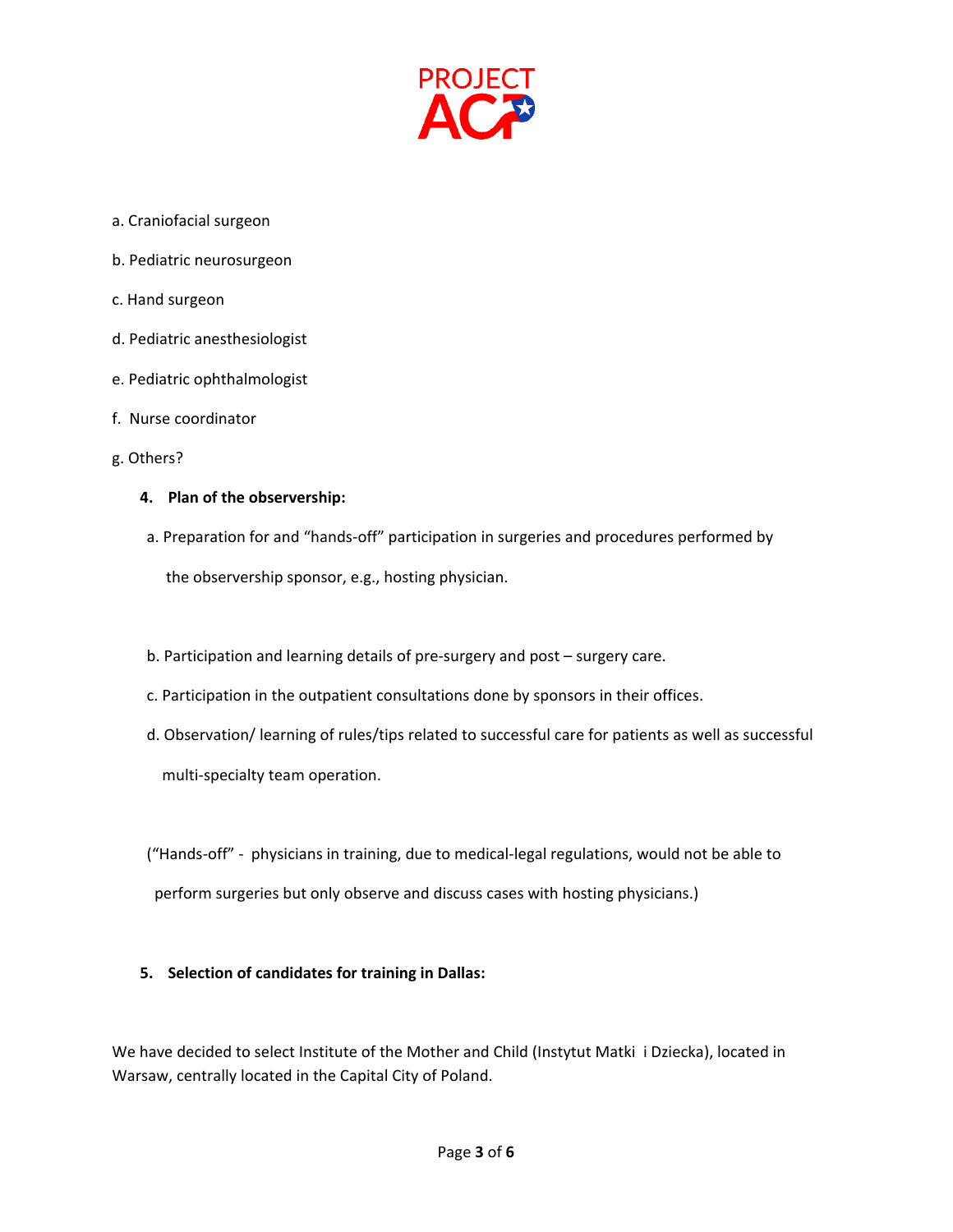a. Craniofacial surgeon

b. Pediatric neurosurgeon

c. Hand surgeon

d. Pediatric anesthesiologist

e. Pediatric ophthalmologist

f. Nurse coordinator

g. Others?

**4. Plan of the observership:**

a. Preparation for and "hands-off" participation in surgeries and procedures performed by the observership sponsor, e.g., hosting physician.

b. Participation and learning details of pre-surgery and post – surgery care.

c. Participation in the outpatient consultations done by sponsors in their offices.

d. Observation/ learning of rules/tips related to successful care for patients as well as successful multi-specialty team operation.

("Hands-off" - physicians in training, due to medical-legal regulations, would not be able to perform surgeries but only observe and discuss cases with hosting physicians.)

**5. Selection of candidates for training in Dallas:**

We have decided to select Institute of the Mother and Child (Instytut Matki i Dziecka), located in Warsaw, centrally located in the Capital City of Poland.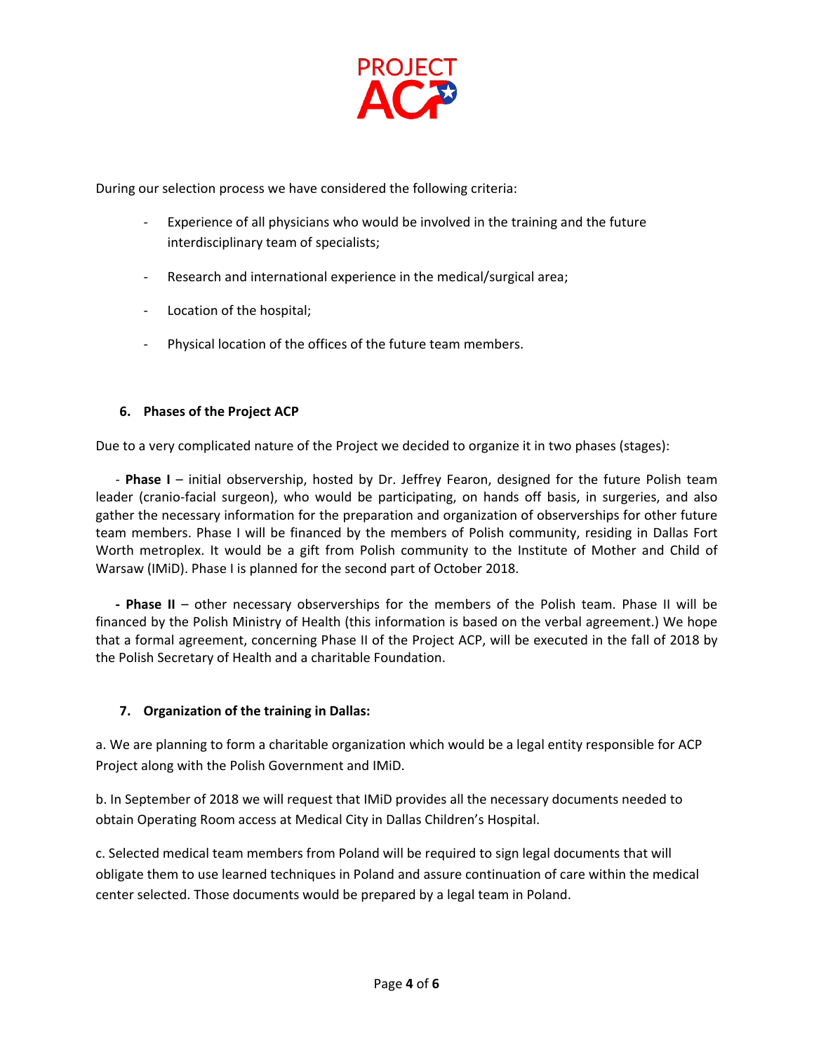During our selection process we have considered the following criteria:

- Experience of all physicians who would be involved in the training and the future interdisciplinary team of specialists;
- Research and international experience in the medical/surgical area;
- Location of the hospital;
- Physical location of the offices of the future team members.

## 6. Phases of the Project ACP

Due to a very complicated nature of the Project we decided to organize it in two phases (stages):

- **Phase I** – initial observership, hosted by Dr. Jeffrey Fearon, designed for the future Polish team leader (cranio-facial surgeon), who would be participating, on hands off basis, in surgeries, and also gather the necessary information for the preparation and organization of observerships for other future team members. Phase I will be financed by the members of Polish community, residing in Dallas Fort Worth metroplex. It would be a gift from Polish community to the Institute of Mother and Child of Warsaw (IMiD). Phase I is planned for the second part of October 2018.

- **Phase II** – other necessary observerships for the members of the Polish team. Phase II will be financed by the Polish Ministry of Health (this information is based on the verbal agreement.) We hope that a formal agreement, concerning Phase II of the Project ACP, will be executed in the fall of 2018 by the Polish Secretary of Health and a charitable Foundation.

## 7. Organization of the training in Dallas:

a. We are planning to form a charitable organization which would be a legal entity responsible for ACP Project along with the Polish Government and IMiD.

b. In September of 2018 we will request that IMiD provides all the necessary documents needed to obtain Operating Room access at Medical City in Dallas Children's Hospital.

c. Selected medical team members from Poland will be required to sign legal documents that will obligate them to use learned techniques in Poland and assure continuation of care within the medical center selected. Those documents would be prepared by a legal team in Poland.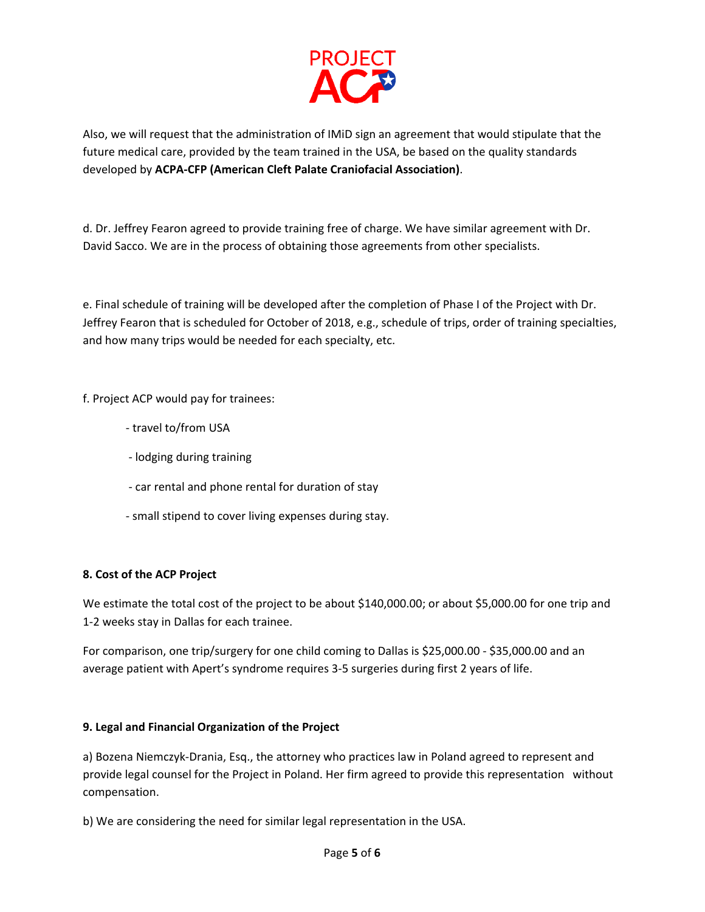Also, we will request that the administration of IMiD sign an agreement that would stipulate that the future medical care, provided by the team trained in the USA, be based on the quality standards developed by **ACPA-CFP (American Cleft Palate Craniofacial Association)**.

d. Dr. Jeffrey Fearon agreed to provide training free of charge. We have similar agreement with Dr. David Sacco. We are in the process of obtaining those agreements from other specialists.

e. Final schedule of training will be developed after the completion of Phase I of the Project with Dr. Jeffrey Fearon that is scheduled for October of 2018, e.g., schedule of trips, order of training specialties, and how many trips would be needed for each specialty, etc.

f. Project ACP would pay for trainees:

- travel to/from USA
- lodging during training
- car rental and phone rental for duration of stay
- small stipend to cover living expenses during stay.

**8. Cost of the ACP Project**

We estimate the total cost of the project to be about $140,000.00; or about $5,000.00 for one trip and 1-2 weeks stay in Dallas for each trainee.

For comparison, one trip/surgery for one child coming to Dallas is $25,000.00 - $35,000.00 and an average patient with Apert's syndrome requires 3-5 surgeries during first 2 years of life.

**9. Legal and Financial Organization of the Project**

a) Bozena Niemczyk-Drania, Esq., the attorney who practices law in Poland agreed to represent and provide legal counsel for the Project in Poland. Her firm agreed to provide this representation without compensation.

b) We are considering the need for similar legal representation in the USA.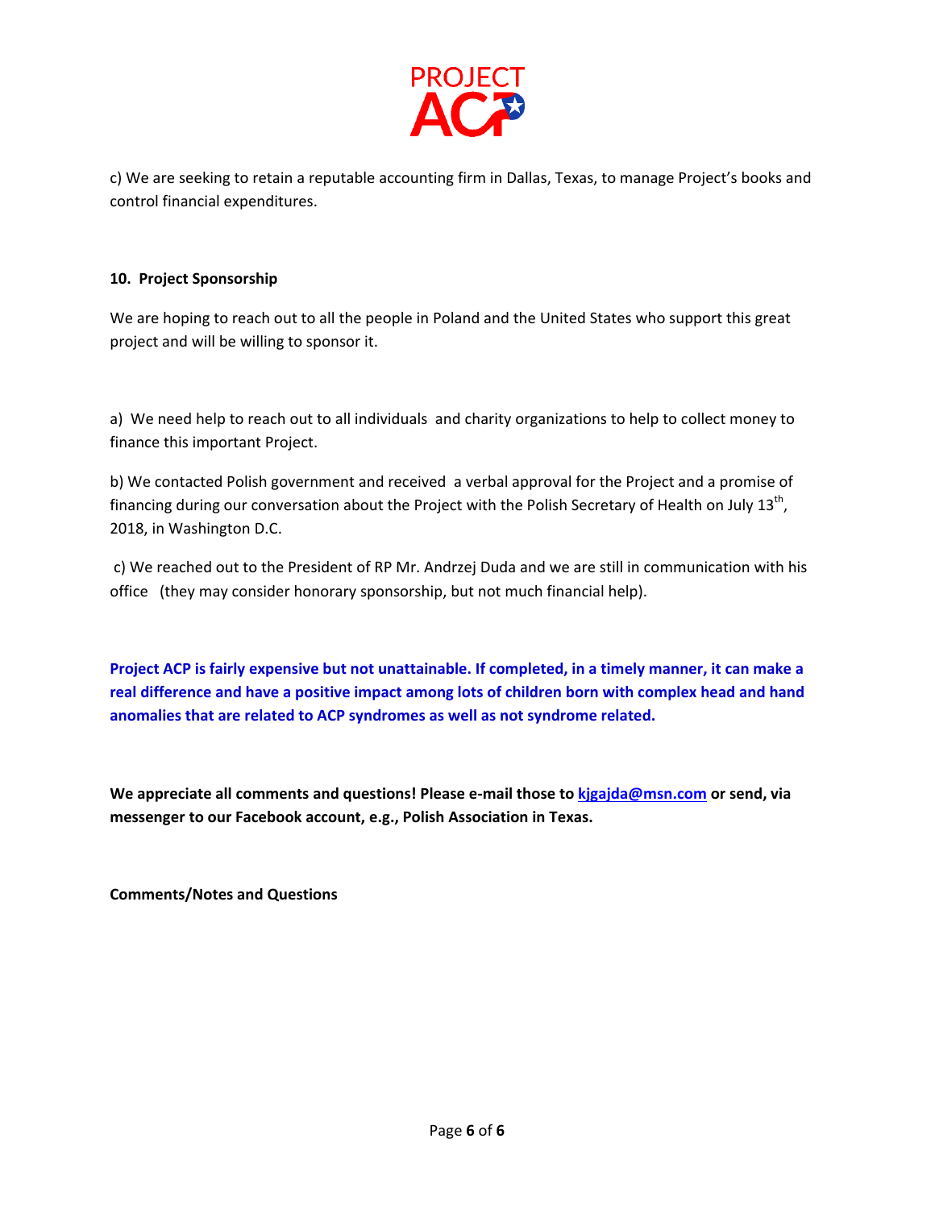c) We are seeking to retain a reputable accounting firm in Dallas, Texas, to manage Project's books and control financial expenditures.

**10. Project Sponsorship**

We are hoping to reach out to all the people in Poland and the United States who support this great project and will be willing to sponsor it.

a) We need help to reach out to all individuals and charity organizations to help to collect money to finance this important Project.

b) We contacted Polish government and received a verbal approval for the Project and a promise of financing during our conversation about the Project with the Polish Secretary of Health on July 13th, 2018, in Washington D.C.

c) We reached out to the President of RP Mr. Andrzej Duda and we are still in communication with his office (they may consider honorary sponsorship, but not much financial help).

**Project ACP is fairly expensive but not unattainable. If completed, in a timely manner, it can make a real difference and have a positive impact among lots of children born with complex head and hand anomalies that are related to ACP syndromes as well as not syndrome related.**

**We appreciate all comments and questions! Please e-mail those to kjgajda@msn.com or send, via messenger to our Facebook account, e.g., Polish Association in Texas.**

**Comments/Notes and Questions**